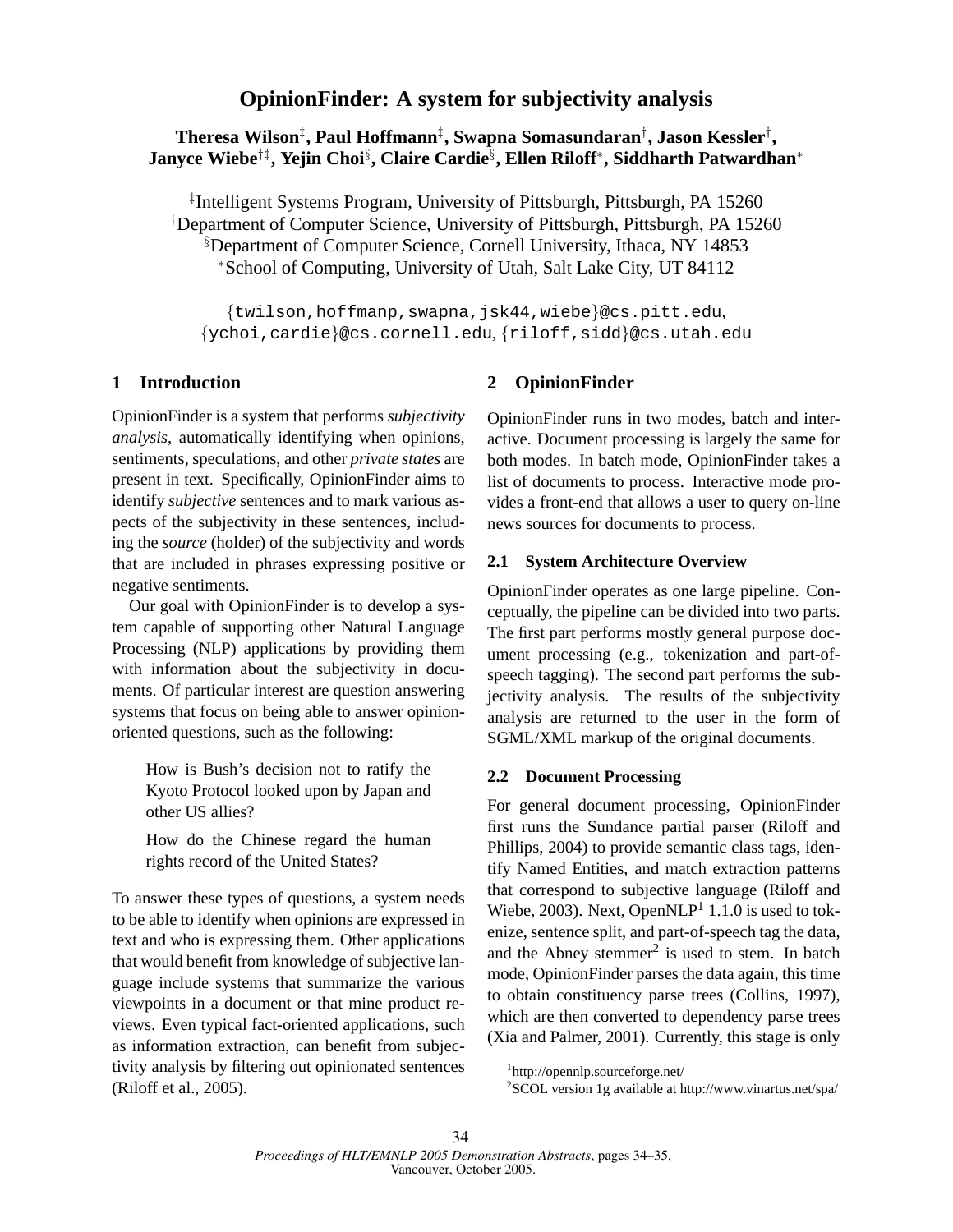# OpinionFinder: A system for subjectivity analysis

**Theresa Wilson[‡], Paul Hoffmann[‡], Swapna Somasundaran[†], Jason Kessler[†], Janyce Wiebe[†‡], Yejin Choi[§], Claire Cardie[§], Ellen Riloff[*], Siddharth Patwardhan[*]**

[‡]Intelligent Systems Program, University of Pittsburgh, Pittsburgh, PA 15260
[†]Department of Computer Science, University of Pittsburgh, Pittsburgh, PA 15260
[§]Department of Computer Science, Cornell University, Ithaca, NY 14853
[*]School of Computing, University of Utah, Salt Lake City, UT 84112

{twilson,hoffmanp,swapna,jsk44,wiebe}@cs.pitt.edu, {ychoi,cardie}@cs.cornell.edu, {riloff,sidd}@cs.utah.edu

## 1 Introduction

OpinionFinder is a system that performs *subjectivity analysis*, automatically identifying when opinions, sentiments, speculations, and other *private states* are present in text. Specifically, OpinionFinder aims to identify *subjective* sentences and to mark various aspects of the subjectivity in these sentences, including the *source* (holder) of the subjectivity and words that are included in phrases expressing positive or negative sentiments.

Our goal with OpinionFinder is to develop a system capable of supporting other Natural Language Processing (NLP) applications by providing them with information about the subjectivity in documents. Of particular interest are question answering systems that focus on being able to answer opinion-oriented questions, such as the following:

> How is Bush's decision not to ratify the Kyoto Protocol looked upon by Japan and other US allies?
>
> How do the Chinese regard the human rights record of the United States?

To answer these types of questions, a system needs to be able to identify when opinions are expressed in text and who is expressing them. Other applications that would benefit from knowledge of subjective language include systems that summarize the various viewpoints in a document or that mine product reviews. Even typical fact-oriented applications, such as information extraction, can benefit from subjectivity analysis by filtering out opinionated sentences (Riloff et al., 2005).

## 2 OpinionFinder

OpinionFinder runs in two modes, batch and interactive. Document processing is largely the same for both modes. In batch mode, OpinionFinder takes a list of documents to process. Interactive mode provides a front-end that allows a user to query on-line news sources for documents to process.

### 2.1 System Architecture Overview

OpinionFinder operates as one large pipeline. Conceptually, the pipeline can be divided into two parts. The first part performs mostly general purpose document processing (e.g., tokenization and part-of-speech tagging). The second part performs the subjectivity analysis. The results of the subjectivity analysis are returned to the user in the form of SGML/XML markup of the original documents.

### 2.2 Document Processing

For general document processing, OpinionFinder first runs the Sundance partial parser (Riloff and Phillips, 2004) to provide semantic class tags, identify Named Entities, and match extraction patterns that correspond to subjective language (Riloff and Wiebe, 2003). Next, OpenNLP[1] 1.1.0 is used to tokenize, sentence split, and part-of-speech tag the data, and the Abney stemmer[2] is used to stem. In batch mode, OpinionFinder parses the data again, this time to obtain constituency parse trees (Collins, 1997), which are then converted to dependency parse trees (Xia and Palmer, 2001). Currently, this stage is only

[1]http://opennlp.sourceforge.net/

[2]SCOL version 1g available at http://www.vinartus.net/spa/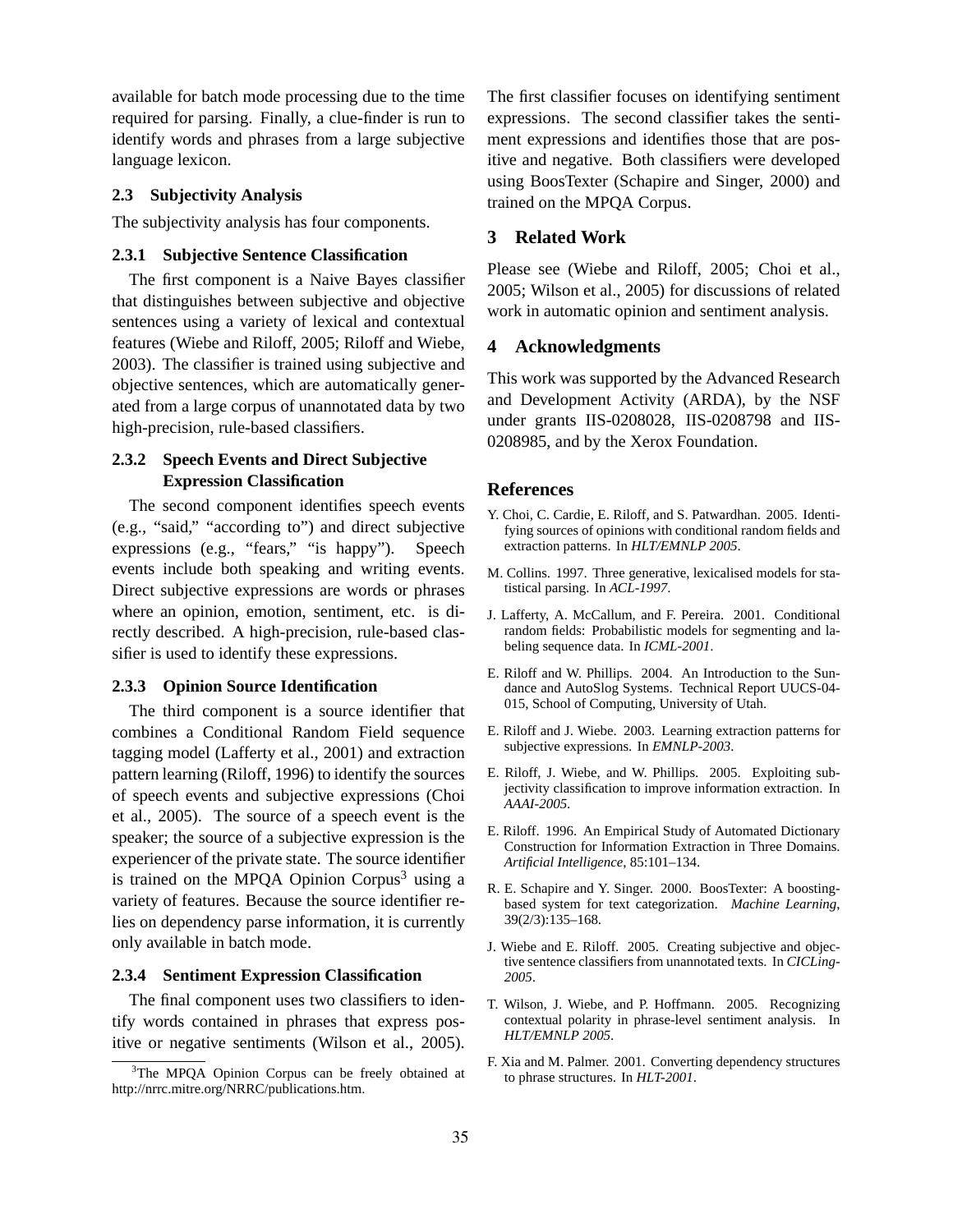available for batch mode processing due to the time required for parsing. Finally, a clue-finder is run to identify words and phrases from a large subjective language lexicon.

### 2.3 Subjectivity Analysis

The subjectivity analysis has four components.

#### 2.3.1 Subjective Sentence Classification

The first component is a Naive Bayes classifier that distinguishes between subjective and objective sentences using a variety of lexical and contextual features (Wiebe and Riloff, 2005; Riloff and Wiebe, 2003). The classifier is trained using subjective and objective sentences, which are automatically generated from a large corpus of unannotated data by two high-precision, rule-based classifiers.

#### 2.3.2 Speech Events and Direct Subjective Expression Classification

The second component identifies speech events (e.g., "said," "according to") and direct subjective expressions (e.g., "fears," "is happy"). Speech events include both speaking and writing events. Direct subjective expressions are words or phrases where an opinion, emotion, sentiment, etc. is directly described. A high-precision, rule-based classifier is used to identify these expressions.

#### 2.3.3 Opinion Source Identification

The third component is a source identifier that combines a Conditional Random Field sequence tagging model (Lafferty et al., 2001) and extraction pattern learning (Riloff, 1996) to identify the sources of speech events and subjective expressions (Choi et al., 2005). The source of a speech event is the speaker; the source of a subjective expression is the experiencer of the private state. The source identifier is trained on the MPQA Opinion Corpus[3] using a variety of features. Because the source identifier relies on dependency parse information, it is currently only available in batch mode.

#### 2.3.4 Sentiment Expression Classification

The final component uses two classifiers to identify words contained in phrases that express positive or negative sentiments (Wilson et al., 2005). The first classifier focuses on identifying sentiment expressions. The second classifier takes the sentiment expressions and identifies those that are positive and negative. Both classifiers were developed using BoosTexter (Schapire and Singer, 2000) and trained on the MPQA Corpus.

[3]The MPQA Opinion Corpus can be freely obtained at http://nrrc.mitre.org/NRRC/publications.htm.

## 3 Related Work

Please see (Wiebe and Riloff, 2005; Choi et al., 2005; Wilson et al., 2005) for discussions of related work in automatic opinion and sentiment analysis.

## 4 Acknowledgments

This work was supported by the Advanced Research and Development Activity (ARDA), by the NSF under grants IIS-0208028, IIS-0208798 and IIS-0208985, and by the Xerox Foundation.

## References

Y. Choi, C. Cardie, E. Riloff, and S. Patwardhan. 2005. Identifying sources of opinions with conditional random fields and extraction patterns. In *HLT/EMNLP 2005*.

M. Collins. 1997. Three generative, lexicalised models for statistical parsing. In *ACL-1997*.

J. Lafferty, A. McCallum, and F. Pereira. 2001. Conditional random fields: Probabilistic models for segmenting and labeling sequence data. In *ICML-2001*.

E. Riloff and W. Phillips. 2004. An Introduction to the Sundance and AutoSlog Systems. Technical Report UUCS-04-015, School of Computing, University of Utah.

E. Riloff and J. Wiebe. 2003. Learning extraction patterns for subjective expressions. In *EMNLP-2003*.

E. Riloff, J. Wiebe, and W. Phillips. 2005. Exploiting subjectivity classification to improve information extraction. In *AAAI-2005*.

E. Riloff. 1996. An Empirical Study of Automated Dictionary Construction for Information Extraction in Three Domains. *Artificial Intelligence*, 85:101–134.

R. E. Schapire and Y. Singer. 2000. BoosTexter: A boosting-based system for text categorization. *Machine Learning*, 39(2/3):135–168.

J. Wiebe and E. Riloff. 2005. Creating subjective and objective sentence classifiers from unannotated texts. In *CICLing-2005*.

T. Wilson, J. Wiebe, and P. Hoffmann. 2005. Recognizing contextual polarity in phrase-level sentiment analysis. In *HLT/EMNLP 2005*.

F. Xia and M. Palmer. 2001. Converting dependency structures to phrase structures. In *HLT-2001*.